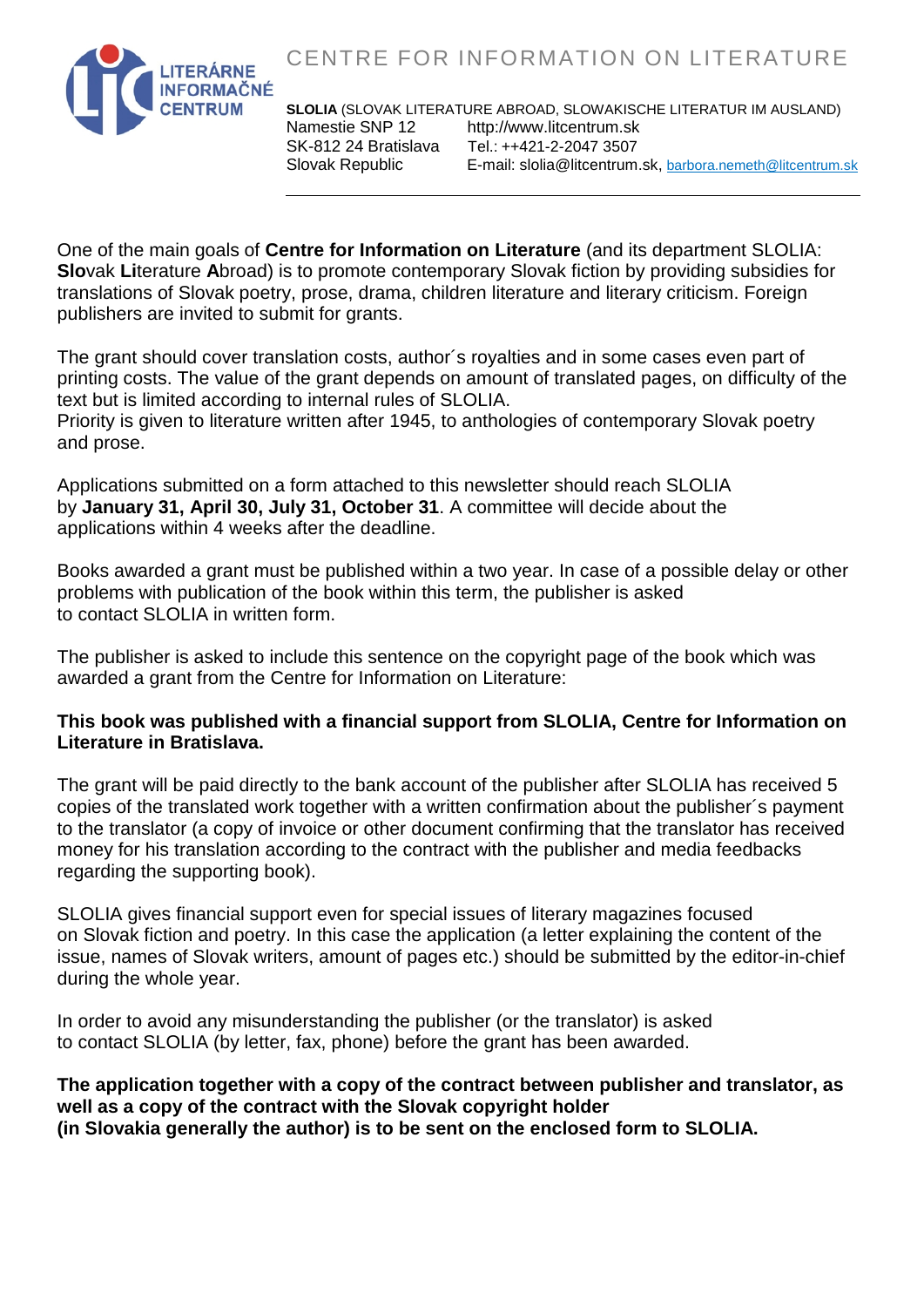# CENTRE FOR INFORMATION ON LITERATURE

LITERÁRNE INFORMAČNÉ CENTRUM

**SLOLIA** (SLOVAK LITERATURE ABROAD, SLOWAKISCHE LITERATUR IM AUSLAND)
Namestie SNP 12
SK-812 24 Bratislava
Slovak Republic

http://www.litcentrum.sk
Tel.: ++421-2-2047 3507
E-mail: slolia@litcentrum.sk, barbora.nemeth@litcentrum.sk

---

One of the main goals of **Centre for Information on Literature** (and its department SLOLIA: **Slo**vak **Li**terature **A**broad) is to promote contemporary Slovak fiction by providing subsidies for translations of Slovak poetry, prose, drama, children literature and literary criticism. Foreign publishers are invited to submit for grants.

The grant should cover translation costs, author´s royalties and in some cases even part of printing costs. The value of the grant depends on amount of translated pages, on difficulty of the text but is limited according to internal rules of SLOLIA.
Priority is given to literature written after 1945, to anthologies of contemporary Slovak poetry and prose.

Applications submitted on a form attached to this newsletter should reach SLOLIA by **January 31, April 30, July 31, October 31**. A committee will decide about the applications within 4 weeks after the deadline.

Books awarded a grant must be published within a two year. In case of a possible delay or other problems with publication of the book within this term, the publisher is asked to contact SLOLIA in written form.

The publisher is asked to include this sentence on the copyright page of the book which was awarded a grant from the Centre for Information on Literature:

**This book was published with a financial support from SLOLIA, Centre for Information on Literature in Bratislava.**

The grant will be paid directly to the bank account of the publisher after SLOLIA has received 5 copies of the translated work together with a written confirmation about the publisher´s payment to the translator (a copy of invoice or other document confirming that the translator has received money for his translation according to the contract with the publisher and media feedbacks regarding the supporting book).

SLOLIA gives financial support even for special issues of literary magazines focused on Slovak fiction and poetry. In this case the application (a letter explaining the content of the issue, names of Slovak writers, amount of pages etc.) should be submitted by the editor-in-chief during the whole year.

In order to avoid any misunderstanding the publisher (or the translator) is asked to contact SLOLIA (by letter, fax, phone) before the grant has been awarded.

**The application together with a copy of the contract between publisher and translator, as well as a copy of the contract with the Slovak copyright holder (in Slovakia generally the author) is to be sent on the enclosed form to SLOLIA.**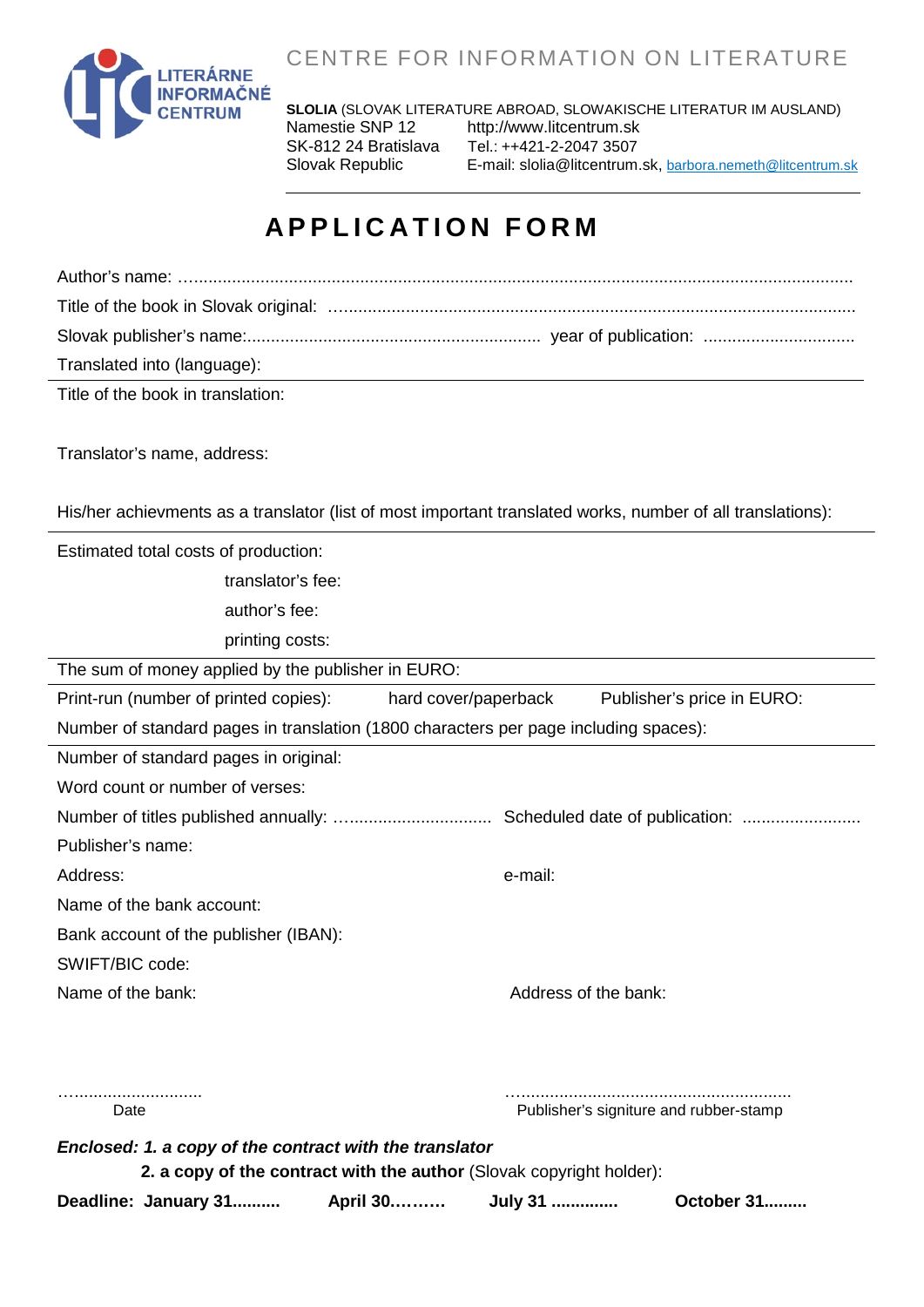LITERÁRNE INFORMAČNÉ CENTRUM

CENTRE FOR INFORMATION ON LITERATURE

**SLOLIA** (SLOVAK LITERATURE ABROAD, SLOWAKISCHE LITERATUR IM AUSLAND)
Namestie SNP 12 http://www.litcentrum.sk
SK-812 24 Bratislava Tel.: ++421-2-2047 3507
Slovak Republic E-mail: slolia@litcentrum.sk, barbora.nemeth@litcentrum.sk

# APPLICATION FORM

Author's name: ……………………………………………………………………………………………………………………

Title of the book in Slovak original: ……………………………………………………………………………………………

Slovak publisher's name:……………………………………………………… year of publication: …………………………

Translated into (language):

Title of the book in translation:

Translator's name, address:

His/her achievments as a translator (list of most important translated works, number of all translations):

Estimated total costs of production:

translator's fee:

author's fee:

printing costs:

The sum of money applied by the publisher in EURO:

Print-run (number of printed copies): hard cover/paperback Publisher's price in EURO:

Number of standard pages in translation (1800 characters per page including spaces):

Number of standard pages in original:

Word count or number of verses:

Number of titles published annually: ……………………………… Scheduled date of publication: ………………………

Publisher's name:

Address: e-mail:

Name of the bank account:

Bank account of the publisher (IBAN):

SWIFT/BIC code:

Name of the bank: Address of the bank:

…………………………
Date

……………………………………………………
Publisher's signiture and rubber-stamp

***Enclosed: 1. a copy of the contract with the translator***

**2. a copy of the contract with the author** (Slovak copyright holder):

**Deadline: January 31………. April 30………. July 31 …………. October 31………**